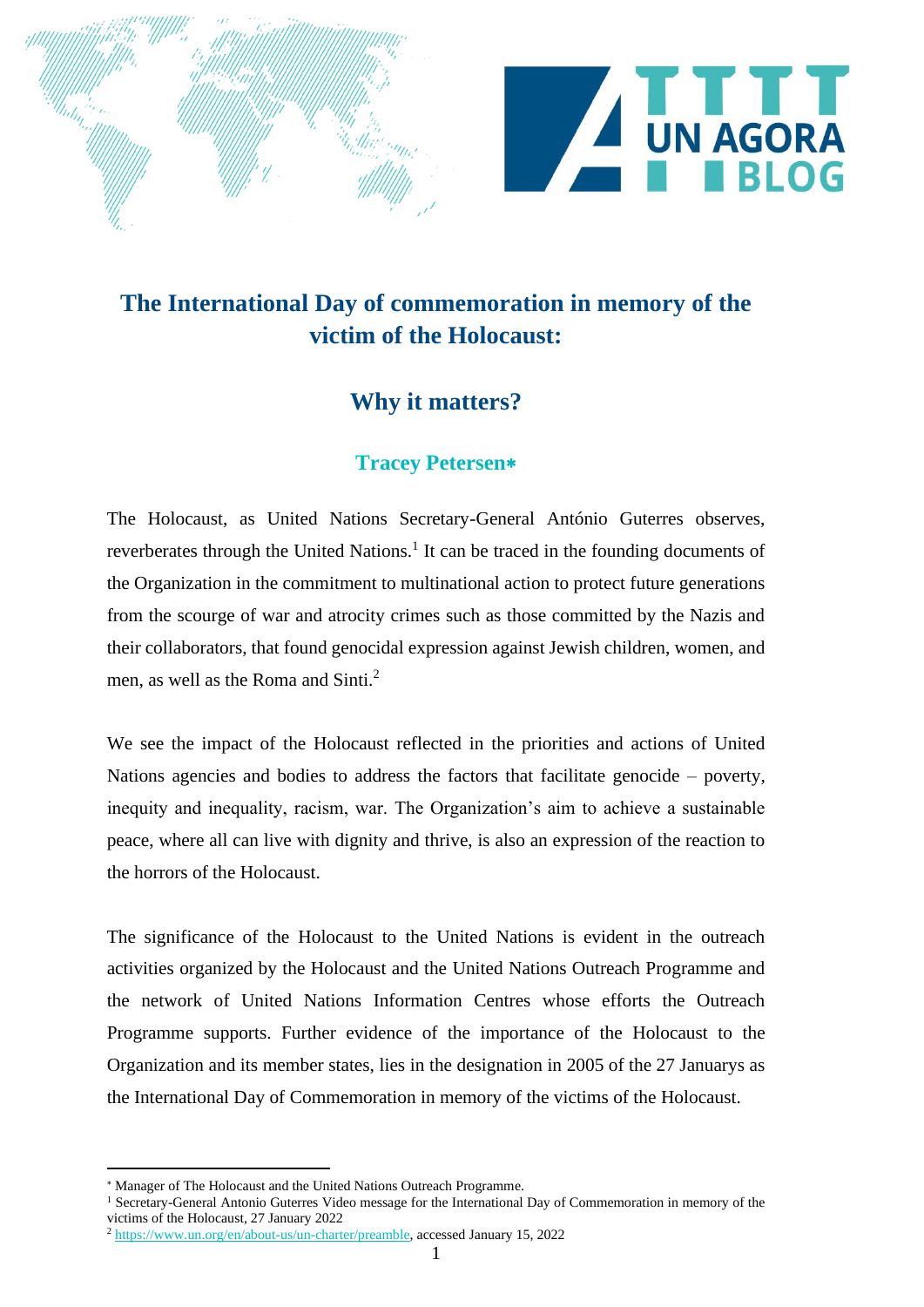# The International Day of commemoration in memory of the victim of the Holocaust:

## Why it matters?

### Tracey Petersen*

The Holocaust, as United Nations Secretary-General António Guterres observes, reverberates through the United Nations.[1] It can be traced in the founding documents of the Organization in the commitment to multinational action to protect future generations from the scourge of war and atrocity crimes such as those committed by the Nazis and their collaborators, that found genocidal expression against Jewish children, women, and men, as well as the Roma and Sinti.[2]

We see the impact of the Holocaust reflected in the priorities and actions of United Nations agencies and bodies to address the factors that facilitate genocide – poverty, inequity and inequality, racism, war. The Organization's aim to achieve a sustainable peace, where all can live with dignity and thrive, is also an expression of the reaction to the horrors of the Holocaust.

The significance of the Holocaust to the United Nations is evident in the outreach activities organized by the Holocaust and the United Nations Outreach Programme and the network of United Nations Information Centres whose efforts the Outreach Programme supports. Further evidence of the importance of the Holocaust to the Organization and its member states, lies in the designation in 2005 of the 27 Januarys as the International Day of Commemoration in memory of the victims of the Holocaust.

---

* Manager of The Holocaust and the United Nations Outreach Programme.

[1] Secretary-General Antonio Guterres Video message for the International Day of Commemoration in memory of the victims of the Holocaust, 27 January 2022

[2] https://www.un.org/en/about-us/un-charter/preamble, accessed January 15, 2022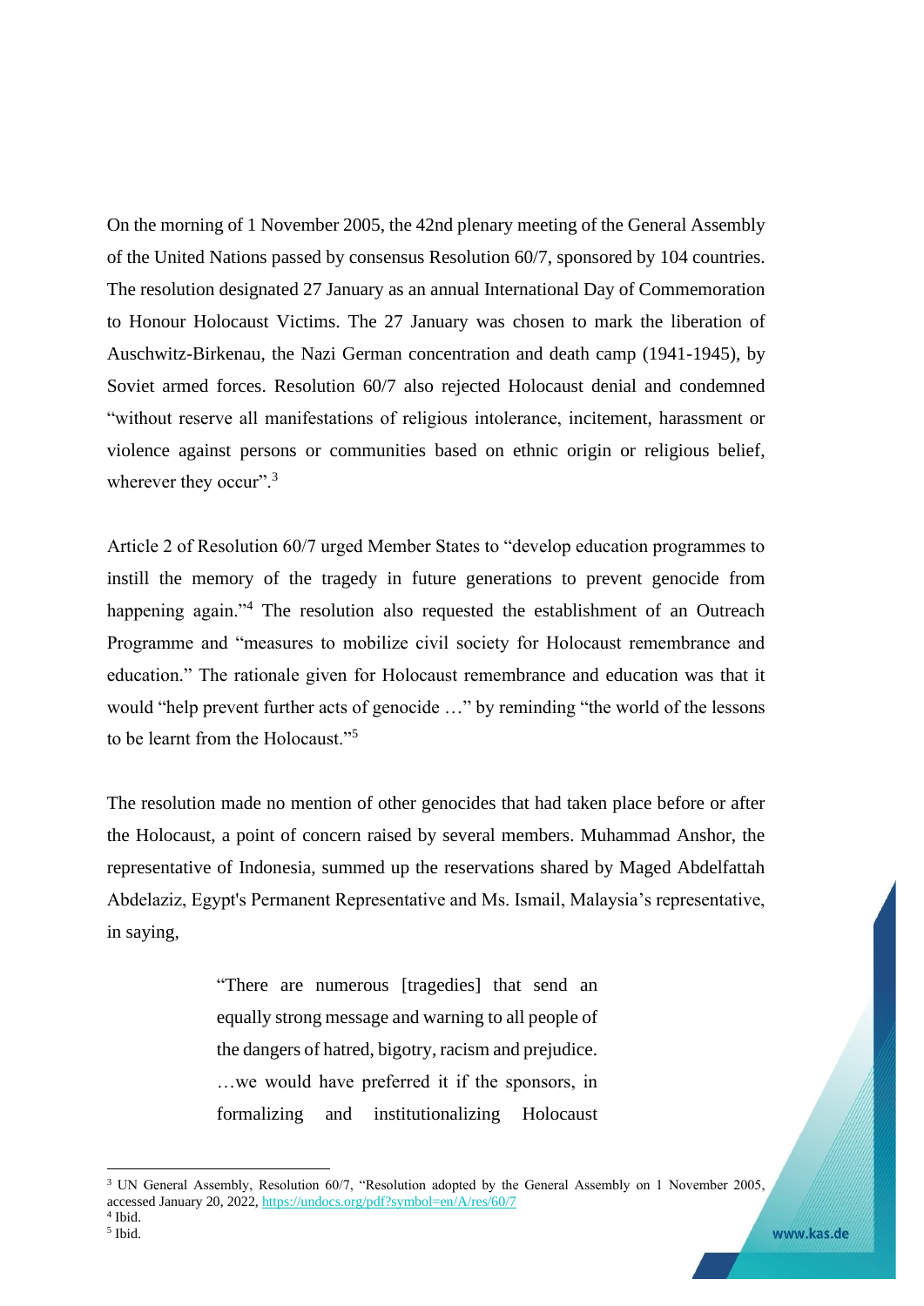On the morning of 1 November 2005, the 42nd plenary meeting of the General Assembly of the United Nations passed by consensus Resolution 60/7, sponsored by 104 countries. The resolution designated 27 January as an annual International Day of Commemoration to Honour Holocaust Victims. The 27 January was chosen to mark the liberation of Auschwitz-Birkenau, the Nazi German concentration and death camp (1941-1945), by Soviet armed forces. Resolution 60/7 also rejected Holocaust denial and condemned "without reserve all manifestations of religious intolerance, incitement, harassment or violence against persons or communities based on ethnic origin or religious belief, wherever they occur".[3]

Article 2 of Resolution 60/7 urged Member States to "develop education programmes to instill the memory of the tragedy in future generations to prevent genocide from happening again."[4] The resolution also requested the establishment of an Outreach Programme and "measures to mobilize civil society for Holocaust remembrance and education." The rationale given for Holocaust remembrance and education was that it would "help prevent further acts of genocide …" by reminding "the world of the lessons to be learnt from the Holocaust."[5]

The resolution made no mention of other genocides that had taken place before or after the Holocaust, a point of concern raised by several members. Muhammad Anshor, the representative of Indonesia, summed up the reservations shared by Maged Abdelfattah Abdelaziz, Egypt's Permanent Representative and Ms. Ismail, Malaysia's representative, in saying,

> "There are numerous [tragedies] that send an equally strong message and warning to all people of the dangers of hatred, bigotry, racism and prejudice. …we would have preferred it if the sponsors, in formalizing and institutionalizing Holocaust

---

[3] UN General Assembly, Resolution 60/7, "Resolution adopted by the General Assembly on 1 November 2005, accessed January 20, 2022, https://undocs.org/pdf?symbol=en/A/res/60/7

[4] Ibid.

[5] Ibid.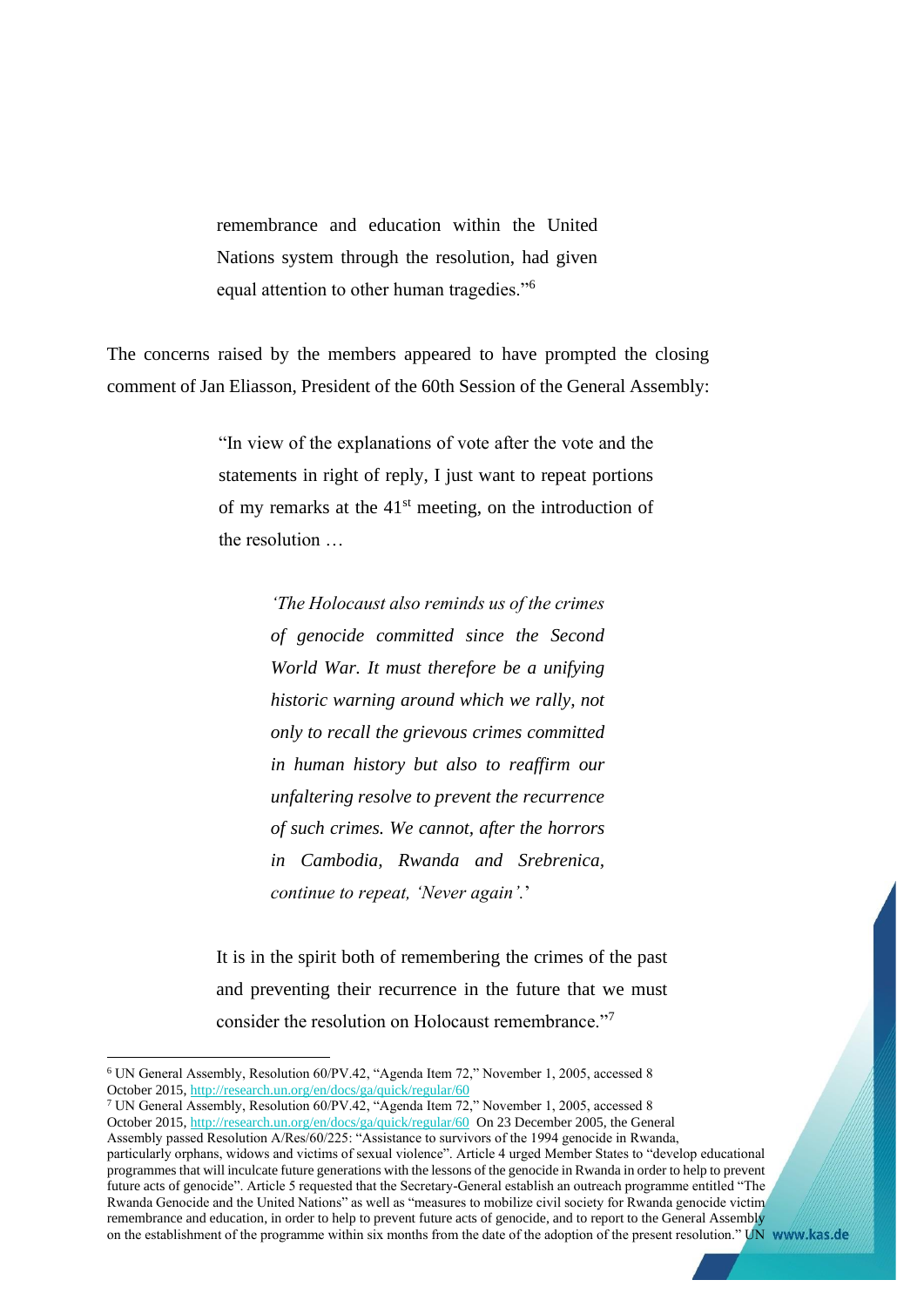> remembrance and education within the United Nations system through the resolution, had given equal attention to other human tragedies."[6]

The concerns raised by the members appeared to have prompted the closing comment of Jan Eliasson, President of the 60th Session of the General Assembly:

> "In view of the explanations of vote after the vote and the statements in right of reply, I just want to repeat portions of my remarks at the 41st meeting, on the introduction of the resolution …
>
> > *'The Holocaust also reminds us of the crimes of genocide committed since the Second World War. It must therefore be a unifying historic warning around which we rally, not only to recall the grievous crimes committed in human history but also to reaffirm our unfaltering resolve to prevent the recurrence of such crimes. We cannot, after the horrors in Cambodia, Rwanda and Srebrenica, continue to repeat, 'Never again'.'*
>
> It is in the spirit both of remembering the crimes of the past and preventing their recurrence in the future that we must consider the resolution on Holocaust remembrance."[7]

---

[6] UN General Assembly, Resolution 60/PV.42, "Agenda Item 72," November 1, 2005, accessed 8 October 2015, http://research.un.org/en/docs/ga/quick/regular/60

[7] UN General Assembly, Resolution 60/PV.42, "Agenda Item 72," November 1, 2005, accessed 8 October 2015, http://research.un.org/en/docs/ga/quick/regular/60 On 23 December 2005, the General Assembly passed Resolution A/Res/60/225: "Assistance to survivors of the 1994 genocide in Rwanda, particularly orphans, widows and victims of sexual violence". Article 4 urged Member States to "develop educational programmes that will inculcate future generations with the lessons of the genocide in Rwanda in order to help to prevent future acts of genocide". Article 5 requested that the Secretary-General establish an outreach programme entitled "The Rwanda Genocide and the United Nations" as well as "measures to mobilize civil society for Rwanda genocide victim remembrance and education, in order to help to prevent future acts of genocide, and to report to the General Assembly on the establishment of the programme within six months from the date of the adoption of the present resolution." UN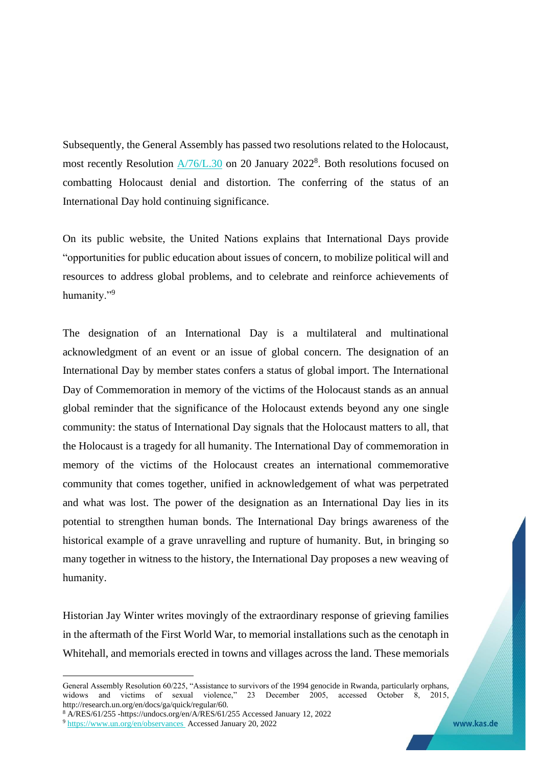Subsequently, the General Assembly has passed two resolutions related to the Holocaust, most recently Resolution A/76/L.30 on 20 January 2022[8]. Both resolutions focused on combatting Holocaust denial and distortion. The conferring of the status of an International Day hold continuing significance.

On its public website, the United Nations explains that International Days provide "opportunities for public education about issues of concern, to mobilize political will and resources to address global problems, and to celebrate and reinforce achievements of humanity."[9]

The designation of an International Day is a multilateral and multinational acknowledgment of an event or an issue of global concern. The designation of an International Day by member states confers a status of global import. The International Day of Commemoration in memory of the victims of the Holocaust stands as an annual global reminder that the significance of the Holocaust extends beyond any one single community: the status of International Day signals that the Holocaust matters to all, that the Holocaust is a tragedy for all humanity. The International Day of commemoration in memory of the victims of the Holocaust creates an international commemorative community that comes together, unified in acknowledgement of what was perpetrated and what was lost. The power of the designation as an International Day lies in its potential to strengthen human bonds. The International Day brings awareness of the historical example of a grave unravelling and rupture of humanity. But, in bringing so many together in witness to the history, the International Day proposes a new weaving of humanity.

Historian Jay Winter writes movingly of the extraordinary response of grieving families in the aftermath of the First World War, to memorial installations such as the cenotaph in Whitehall, and memorials erected in towns and villages across the land. These memorials

---

General Assembly Resolution 60/225, "Assistance to survivors of the 1994 genocide in Rwanda, particularly orphans, widows and victims of sexual violence," 23 December 2005, accessed October 8, 2015, http://research.un.org/en/docs/ga/quick/regular/60.

[8] A/RES/61/255 -https://undocs.org/en/A/RES/61/255 Accessed January 12, 2022

[9] https://www.un.org/en/observances Accessed January 20, 2022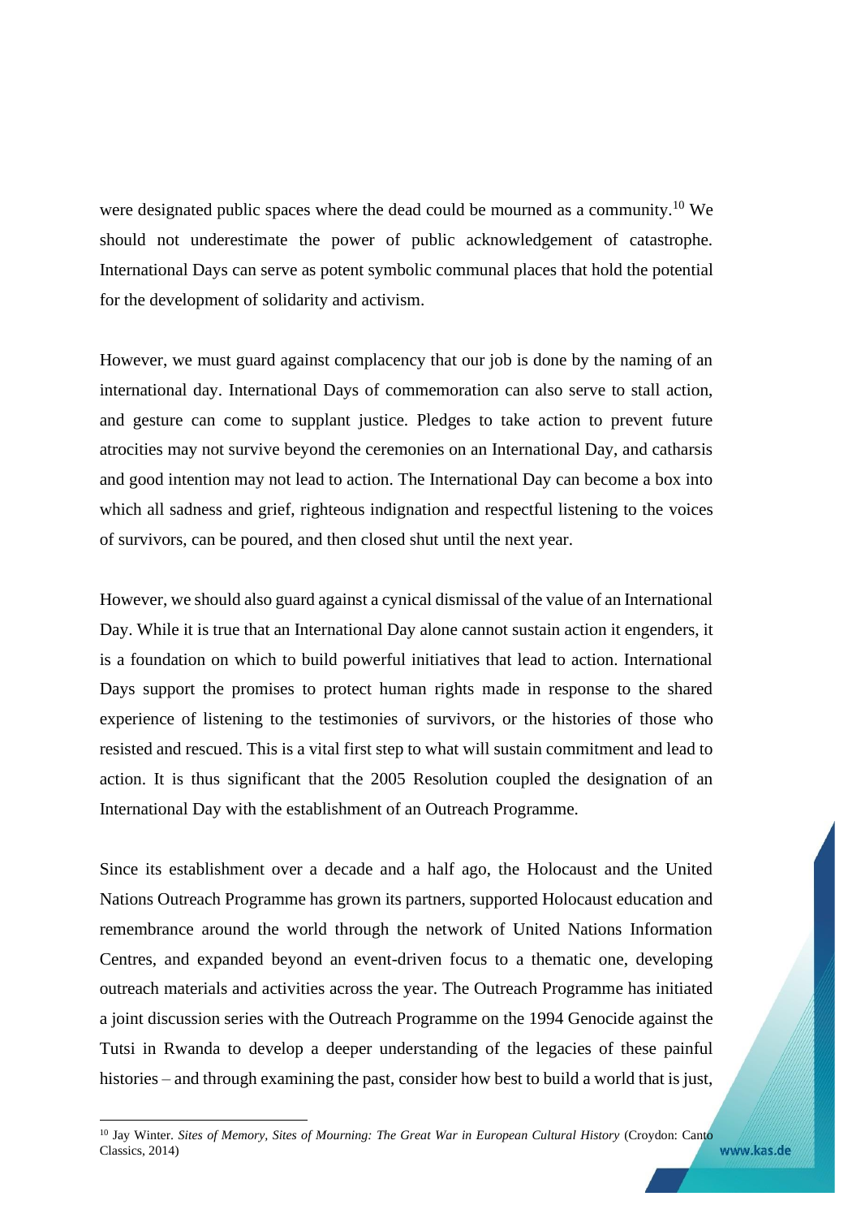were designated public spaces where the dead could be mourned as a community.[10] We should not underestimate the power of public acknowledgement of catastrophe. International Days can serve as potent symbolic communal places that hold the potential for the development of solidarity and activism.

However, we must guard against complacency that our job is done by the naming of an international day. International Days of commemoration can also serve to stall action, and gesture can come to supplant justice. Pledges to take action to prevent future atrocities may not survive beyond the ceremonies on an International Day, and catharsis and good intention may not lead to action. The International Day can become a box into which all sadness and grief, righteous indignation and respectful listening to the voices of survivors, can be poured, and then closed shut until the next year.

However, we should also guard against a cynical dismissal of the value of an International Day. While it is true that an International Day alone cannot sustain action it engenders, it is a foundation on which to build powerful initiatives that lead to action. International Days support the promises to protect human rights made in response to the shared experience of listening to the testimonies of survivors, or the histories of those who resisted and rescued. This is a vital first step to what will sustain commitment and lead to action. It is thus significant that the 2005 Resolution coupled the designation of an International Day with the establishment of an Outreach Programme.

Since its establishment over a decade and a half ago, the Holocaust and the United Nations Outreach Programme has grown its partners, supported Holocaust education and remembrance around the world through the network of United Nations Information Centres, and expanded beyond an event-driven focus to a thematic one, developing outreach materials and activities across the year. The Outreach Programme has initiated a joint discussion series with the Outreach Programme on the 1994 Genocide against the Tutsi in Rwanda to develop a deeper understanding of the legacies of these painful histories – and through examining the past, consider how best to build a world that is just,

---

[10] Jay Winter. *Sites of Memory, Sites of Mourning: The Great War in European Cultural History* (Croydon: Canto Classics, 2014)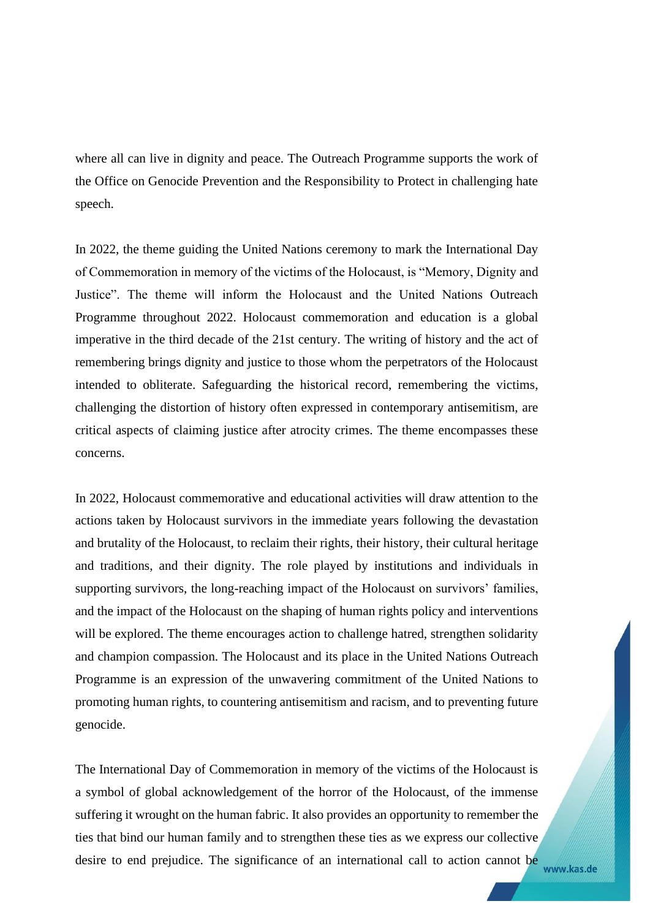where all can live in dignity and peace. The Outreach Programme supports the work of the Office on Genocide Prevention and the Responsibility to Protect in challenging hate speech.

In 2022, the theme guiding the United Nations ceremony to mark the International Day of Commemoration in memory of the victims of the Holocaust, is "Memory, Dignity and Justice". The theme will inform the Holocaust and the United Nations Outreach Programme throughout 2022. Holocaust commemoration and education is a global imperative in the third decade of the 21st century. The writing of history and the act of remembering brings dignity and justice to those whom the perpetrators of the Holocaust intended to obliterate. Safeguarding the historical record, remembering the victims, challenging the distortion of history often expressed in contemporary antisemitism, are critical aspects of claiming justice after atrocity crimes. The theme encompasses these concerns.

In 2022, Holocaust commemorative and educational activities will draw attention to the actions taken by Holocaust survivors in the immediate years following the devastation and brutality of the Holocaust, to reclaim their rights, their history, their cultural heritage and traditions, and their dignity. The role played by institutions and individuals in supporting survivors, the long-reaching impact of the Holocaust on survivors' families, and the impact of the Holocaust on the shaping of human rights policy and interventions will be explored. The theme encourages action to challenge hatred, strengthen solidarity and champion compassion. The Holocaust and its place in the United Nations Outreach Programme is an expression of the unwavering commitment of the United Nations to promoting human rights, to countering antisemitism and racism, and to preventing future genocide.

The International Day of Commemoration in memory of the victims of the Holocaust is a symbol of global acknowledgement of the horror of the Holocaust, of the immense suffering it wrought on the human fabric. It also provides an opportunity to remember the ties that bind our human family and to strengthen these ties as we express our collective desire to end prejudice. The significance of an international call to action cannot be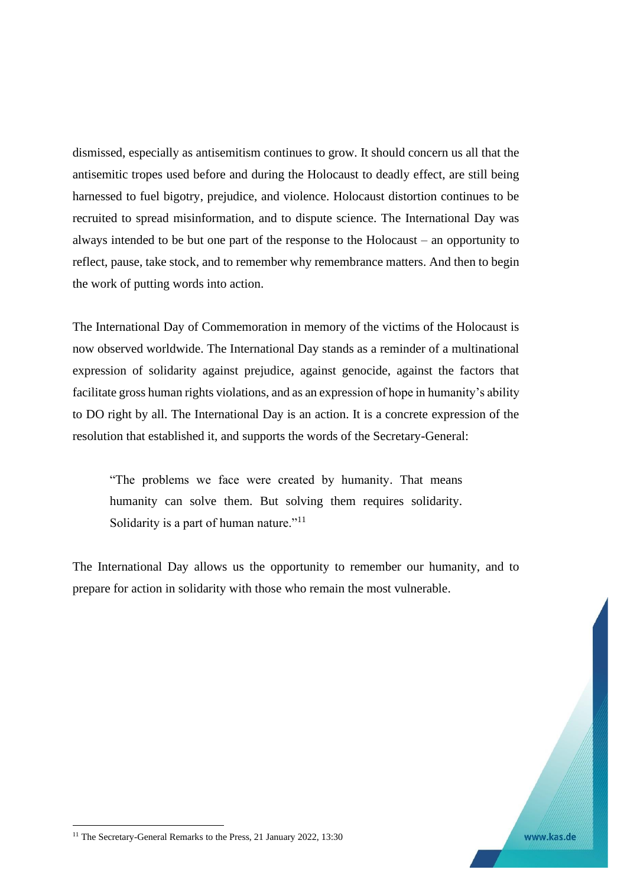dismissed, especially as antisemitism continues to grow. It should concern us all that the antisemitic tropes used before and during the Holocaust to deadly effect, are still being harnessed to fuel bigotry, prejudice, and violence. Holocaust distortion continues to be recruited to spread misinformation, and to dispute science. The International Day was always intended to be but one part of the response to the Holocaust – an opportunity to reflect, pause, take stock, and to remember why remembrance matters. And then to begin the work of putting words into action.

The International Day of Commemoration in memory of the victims of the Holocaust is now observed worldwide. The International Day stands as a reminder of a multinational expression of solidarity against prejudice, against genocide, against the factors that facilitate gross human rights violations, and as an expression of hope in humanity's ability to DO right by all. The International Day is an action. It is a concrete expression of the resolution that established it, and supports the words of the Secretary-General:

> "The problems we face were created by humanity. That means humanity can solve them. But solving them requires solidarity. Solidarity is a part of human nature."[11]

The International Day allows us the opportunity to remember our humanity, and to prepare for action in solidarity with those who remain the most vulnerable.

---

[11] The Secretary-General Remarks to the Press, 21 January 2022, 13:30